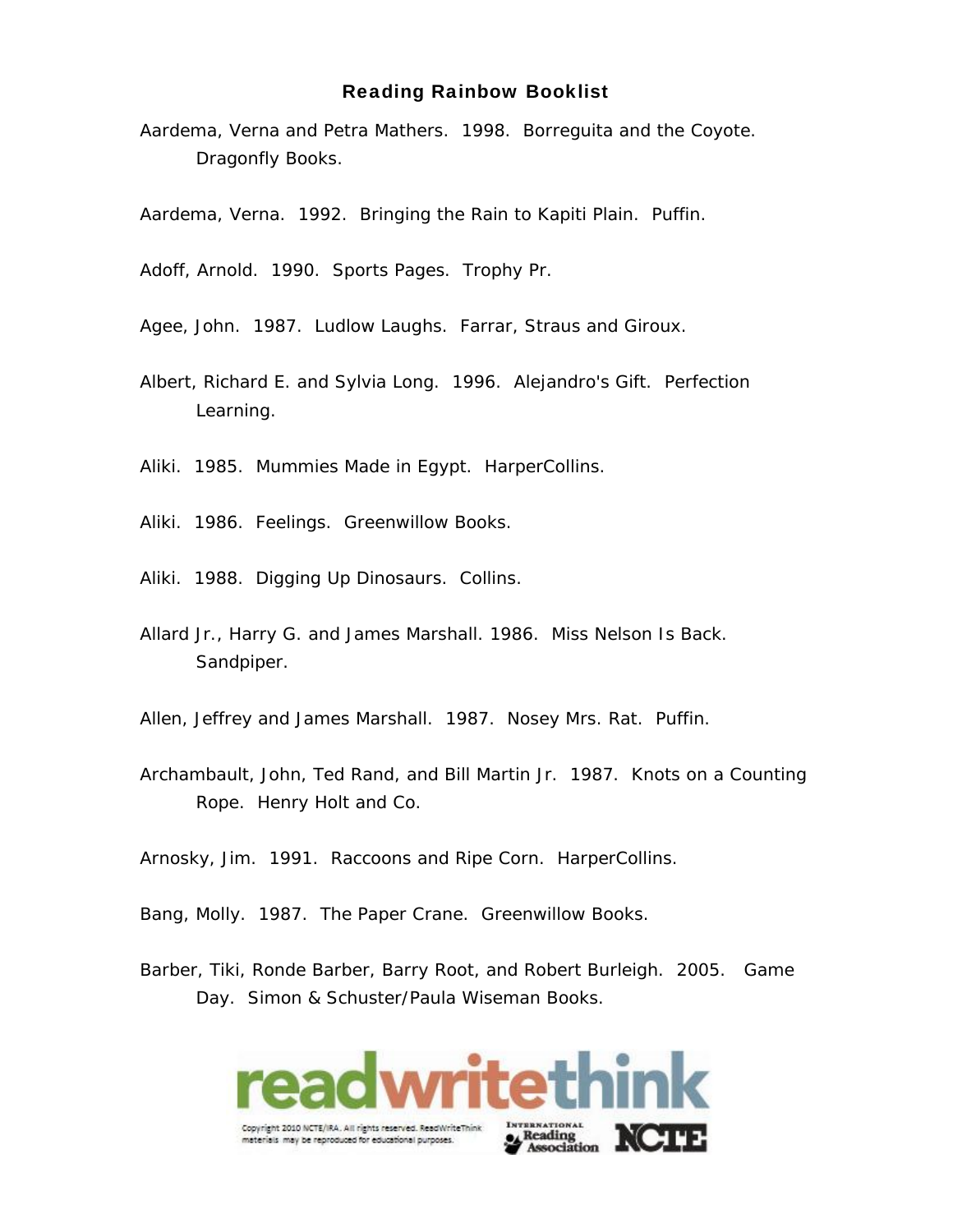# Reading Rainbow Booklist

Aardema, Verna and Petra Mathers. 1998. Borreguita and the Coyote. Dragonfly Books.

Aardema, Verna. 1992. Bringing the Rain to Kapiti Plain. Puffin.

Adoff, Arnold. 1990. Sports Pages. Trophy Pr.

Agee, John. 1987. Ludlow Laughs. Farrar, Straus and Giroux.

Albert, Richard E. and Sylvia Long. 1996. Alejandro's Gift. Perfection Learning.

Aliki. 1985. Mummies Made in Egypt. HarperCollins.

Aliki. 1986. Feelings. Greenwillow Books.

Aliki. 1988. Digging Up Dinosaurs. Collins.

Allard Jr., Harry G. and James Marshall. 1986. Miss Nelson Is Back. Sandpiper.

Allen, Jeffrey and James Marshall. 1987. Nosey Mrs. Rat. Puffin.

Archambault, John, Ted Rand, and Bill Martin Jr. 1987. Knots on a Counting Rope. Henry Holt and Co.

Arnosky, Jim. 1991. Raccoons and Ripe Corn. HarperCollins.

Bang, Molly. 1987. The Paper Crane. Greenwillow Books.

Barber, Tiki, Ronde Barber, Barry Root, and Robert Burleigh. 2005. Game Day. Simon & Schuster/Paula Wiseman Books.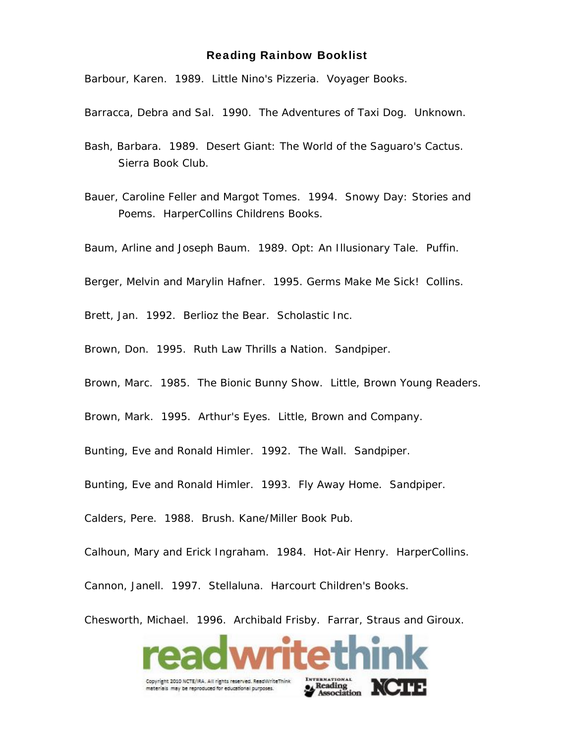# Reading Rainbow Booklist

Barbour, Karen. 1989. Little Nino's Pizzeria. Voyager Books.

Barracca, Debra and Sal. 1990. The Adventures of Taxi Dog. Unknown.

Bash, Barbara. 1989. Desert Giant: The World of the Saguaro's Cactus. Sierra Book Club.

Bauer, Caroline Feller and Margot Tomes. 1994. Snowy Day: Stories and Poems. HarperCollins Childrens Books.

Baum, Arline and Joseph Baum. 1989. Opt: An Illusionary Tale. Puffin.

Berger, Melvin and Marylin Hafner. 1995. Germs Make Me Sick! Collins.

Brett, Jan. 1992. Berlioz the Bear. Scholastic Inc.

Brown, Don. 1995. Ruth Law Thrills a Nation. Sandpiper.

Brown, Marc. 1985. The Bionic Bunny Show. Little, Brown Young Readers.

Brown, Mark. 1995. Arthur's Eyes. Little, Brown and Company.

Bunting, Eve and Ronald Himler. 1992. The Wall. Sandpiper.

Bunting, Eve and Ronald Himler. 1993. Fly Away Home. Sandpiper.

Calders, Pere. 1988. Brush. Kane/Miller Book Pub.

Calhoun, Mary and Erick Ingraham. 1984. Hot-Air Henry. HarperCollins.

Cannon, Janell. 1997. Stellaluna. Harcourt Children's Books.

Chesworth, Michael. 1996. Archibald Frisby. Farrar, Straus and Giroux.

Copyright 2010 NCTE/IRA. All rights reserved. ReadWriteThink materials may be reproduced for educational purposes.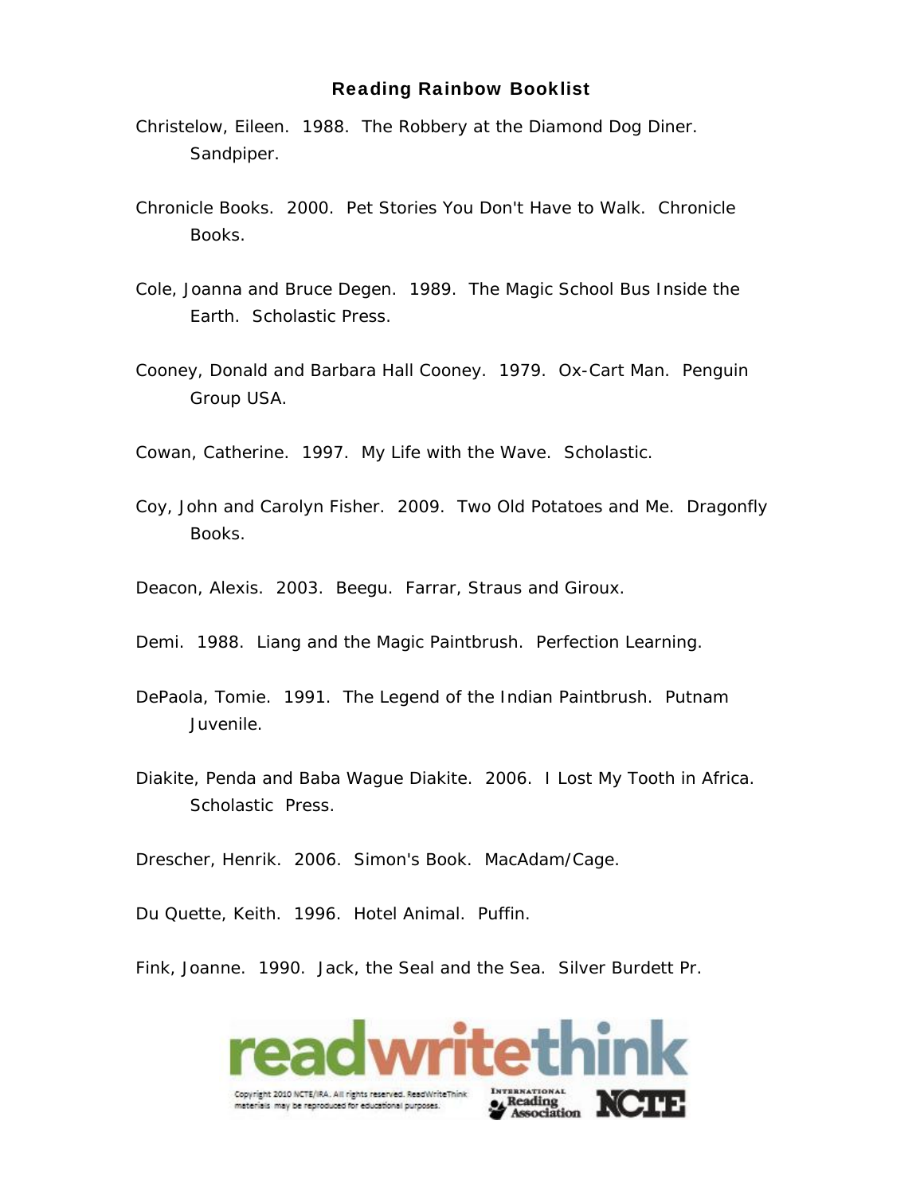# Reading Rainbow Booklist

Christelow, Eileen. 1988. The Robbery at the Diamond Dog Diner. Sandpiper.

Chronicle Books. 2000. Pet Stories You Don't Have to Walk. Chronicle Books.

Cole, Joanna and Bruce Degen. 1989. The Magic School Bus Inside the Earth. Scholastic Press.

Cooney, Donald and Barbara Hall Cooney. 1979. Ox-Cart Man. Penguin Group USA.

Cowan, Catherine. 1997. My Life with the Wave. Scholastic.

Coy, John and Carolyn Fisher. 2009. Two Old Potatoes and Me. Dragonfly Books.

Deacon, Alexis. 2003. Beegu. Farrar, Straus and Giroux.

Demi. 1988. Liang and the Magic Paintbrush. Perfection Learning.

DePaola, Tomie. 1991. The Legend of the Indian Paintbrush. Putnam Juvenile.

Diakite, Penda and Baba Wague Diakite. 2006. I Lost My Tooth in Africa. Scholastic Press.

Drescher, Henrik. 2006. Simon's Book. MacAdam/Cage.

Du Quette, Keith. 1996. Hotel Animal. Puffin.

Fink, Joanne. 1990. Jack, the Seal and the Sea. Silver Burdett Pr.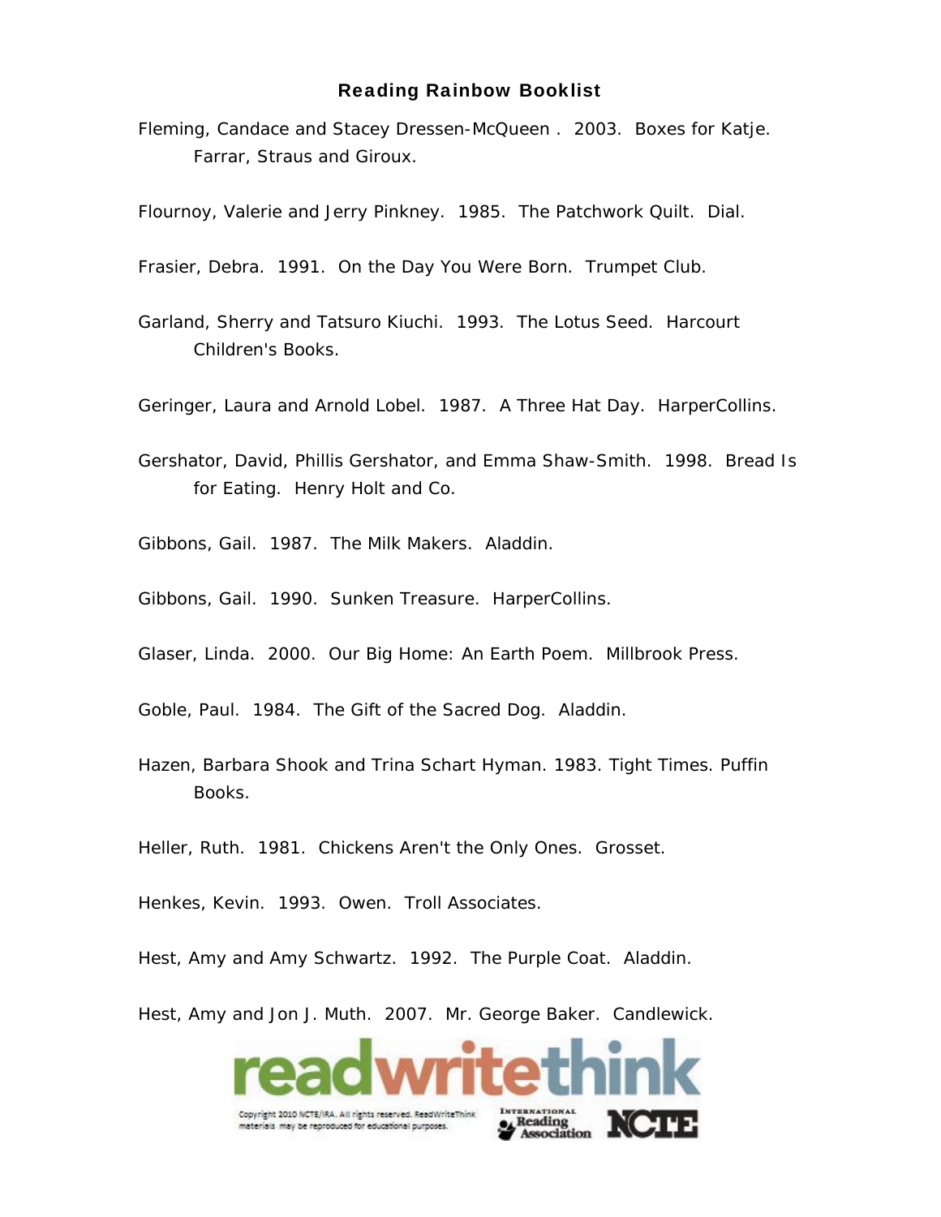## Reading Rainbow Booklist

Fleming, Candace and Stacey Dressen-McQueen . 2003. Boxes for Katje. Farrar, Straus and Giroux.

Flournoy, Valerie and Jerry Pinkney. 1985. The Patchwork Quilt. Dial.

Frasier, Debra. 1991. On the Day You Were Born. Trumpet Club.

Garland, Sherry and Tatsuro Kiuchi. 1993. The Lotus Seed. Harcourt Children's Books.

Geringer, Laura and Arnold Lobel. 1987. A Three Hat Day. HarperCollins.

Gershator, David, Phillis Gershator, and Emma Shaw-Smith. 1998. Bread Is for Eating. Henry Holt and Co.

Gibbons, Gail. 1987. The Milk Makers. Aladdin.

Gibbons, Gail. 1990. Sunken Treasure. HarperCollins.

Glaser, Linda. 2000. Our Big Home: An Earth Poem. Millbrook Press.

Goble, Paul. 1984. The Gift of the Sacred Dog. Aladdin.

Hazen, Barbara Shook and Trina Schart Hyman. 1983. Tight Times. Puffin Books.

Heller, Ruth. 1981. Chickens Aren't the Only Ones. Grosset.

Henkes, Kevin. 1993. Owen. Troll Associates.

Hest, Amy and Amy Schwartz. 1992. The Purple Coat. Aladdin.

Hest, Amy and Jon J. Muth. 2007. Mr. George Baker. Candlewick.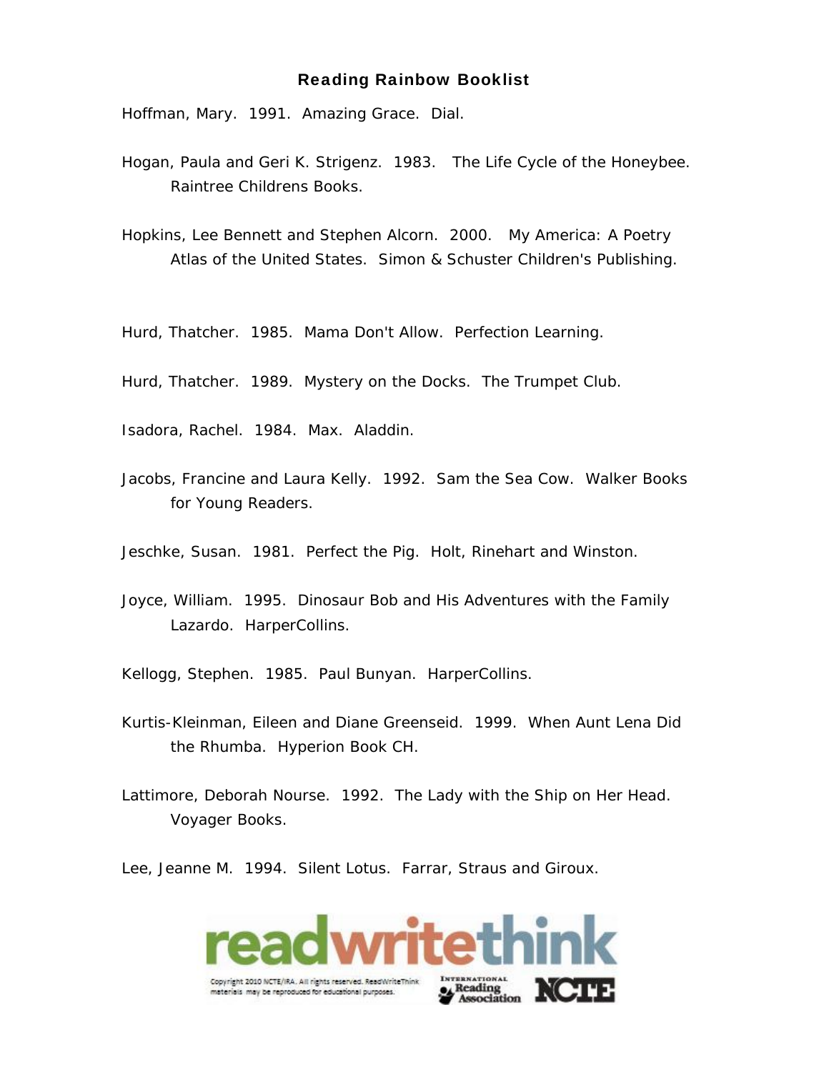**Reading Rainbow Booklist**

Hoffman, Mary. 1991. Amazing Grace. Dial.

Hogan, Paula and Geri K. Strigenz. 1983. The Life Cycle of the Honeybee. Raintree Childrens Books.

Hopkins, Lee Bennett and Stephen Alcorn. 2000. My America: A Poetry Atlas of the United States. Simon & Schuster Children's Publishing.

Hurd, Thatcher. 1985. Mama Don't Allow. Perfection Learning.

Hurd, Thatcher. 1989. Mystery on the Docks. The Trumpet Club.

Isadora, Rachel. 1984. Max. Aladdin.

Jacobs, Francine and Laura Kelly. 1992. Sam the Sea Cow. Walker Books for Young Readers.

Jeschke, Susan. 1981. Perfect the Pig. Holt, Rinehart and Winston.

Joyce, William. 1995. Dinosaur Bob and His Adventures with the Family Lazardo. HarperCollins.

Kellogg, Stephen. 1985. Paul Bunyan. HarperCollins.

Kurtis-Kleinman, Eileen and Diane Greenseid. 1999. When Aunt Lena Did the Rhumba. Hyperion Book CH.

Lattimore, Deborah Nourse. 1992. The Lady with the Ship on Her Head. Voyager Books.

Lee, Jeanne M. 1994. Silent Lotus. Farrar, Straus and Giroux.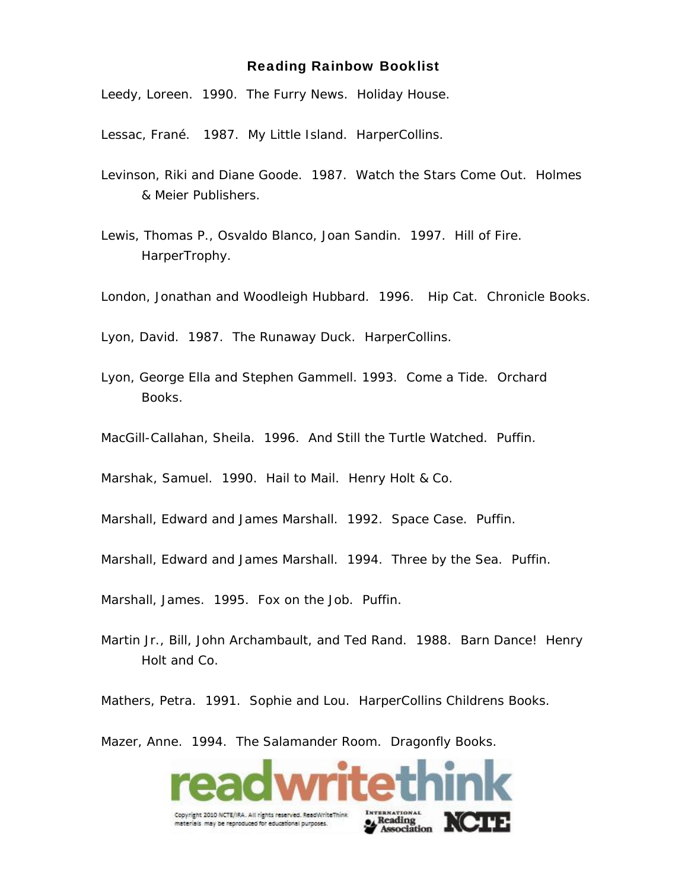## Reading Rainbow Booklist

Leedy, Loreen. 1990. The Furry News. Holiday House.

Lessac, Frané. 1987. My Little Island. HarperCollins.

Levinson, Riki and Diane Goode. 1987. Watch the Stars Come Out. Holmes & Meier Publishers.

Lewis, Thomas P., Osvaldo Blanco, Joan Sandin. 1997. Hill of Fire. HarperTrophy.

London, Jonathan and Woodleigh Hubbard. 1996. Hip Cat. Chronicle Books.

Lyon, David. 1987. The Runaway Duck. HarperCollins.

Lyon, George Ella and Stephen Gammell. 1993. Come a Tide. Orchard Books.

MacGill-Callahan, Sheila. 1996. And Still the Turtle Watched. Puffin.

Marshak, Samuel. 1990. Hail to Mail. Henry Holt & Co.

Marshall, Edward and James Marshall. 1992. Space Case. Puffin.

Marshall, Edward and James Marshall. 1994. Three by the Sea. Puffin.

Marshall, James. 1995. Fox on the Job. Puffin.

Martin Jr., Bill, John Archambault, and Ted Rand. 1988. Barn Dance! Henry Holt and Co.

Mathers, Petra. 1991. Sophie and Lou. HarperCollins Childrens Books.

Mazer, Anne. 1994. The Salamander Room. Dragonfly Books.

Copyright 2010 NCTE/IRA. All rights reserved. ReadWriteThink materials may be reproduced for educational purposes.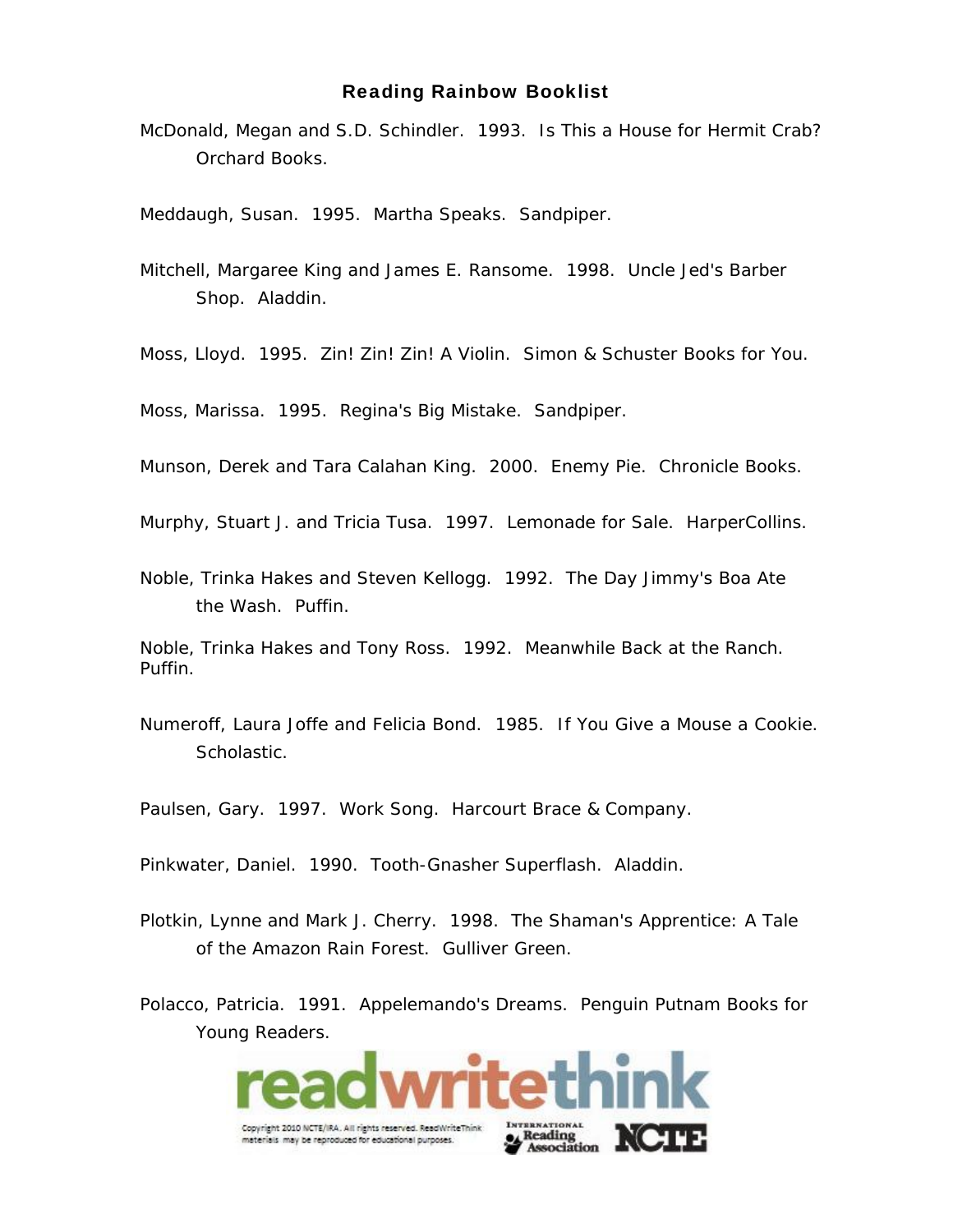# Reading Rainbow Booklist

McDonald, Megan and S.D. Schindler. 1993. Is This a House for Hermit Crab? Orchard Books.

Meddaugh, Susan. 1995. Martha Speaks. Sandpiper.

Mitchell, Margaree King and James E. Ransome. 1998. Uncle Jed's Barber Shop. Aladdin.

Moss, Lloyd. 1995. Zin! Zin! Zin! A Violin. Simon & Schuster Books for You.

Moss, Marissa. 1995. Regina's Big Mistake. Sandpiper.

Munson, Derek and Tara Calahan King. 2000. Enemy Pie. Chronicle Books.

Murphy, Stuart J. and Tricia Tusa. 1997. Lemonade for Sale. HarperCollins.

Noble, Trinka Hakes and Steven Kellogg. 1992. The Day Jimmy's Boa Ate the Wash. Puffin.

Noble, Trinka Hakes and Tony Ross. 1992. Meanwhile Back at the Ranch. Puffin.

Numeroff, Laura Joffe and Felicia Bond. 1985. If You Give a Mouse a Cookie. Scholastic.

Paulsen, Gary. 1997. Work Song. Harcourt Brace & Company.

Pinkwater, Daniel. 1990. Tooth-Gnasher Superflash. Aladdin.

Plotkin, Lynne and Mark J. Cherry. 1998. The Shaman's Apprentice: A Tale of the Amazon Rain Forest. Gulliver Green.

Polacco, Patricia. 1991. Appelemando's Dreams. Penguin Putnam Books for Young Readers.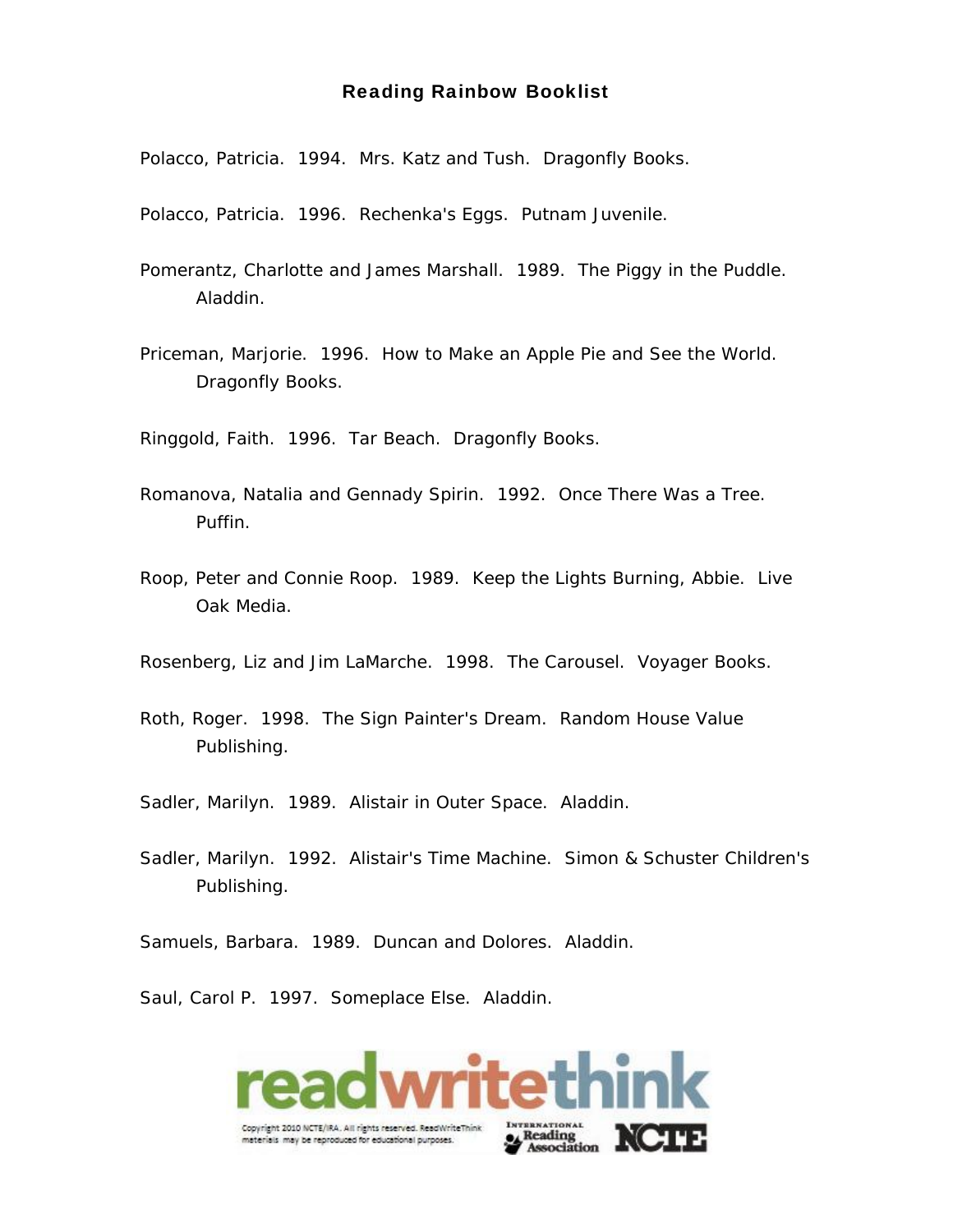# Reading Rainbow Booklist

Polacco, Patricia. 1994. Mrs. Katz and Tush. Dragonfly Books.

Polacco, Patricia. 1996. Rechenka's Eggs. Putnam Juvenile.

Pomerantz, Charlotte and James Marshall. 1989. The Piggy in the Puddle. Aladdin.

Priceman, Marjorie. 1996. How to Make an Apple Pie and See the World. Dragonfly Books.

Ringgold, Faith. 1996. Tar Beach. Dragonfly Books.

Romanova, Natalia and Gennady Spirin. 1992. Once There Was a Tree. Puffin.

Roop, Peter and Connie Roop. 1989. Keep the Lights Burning, Abbie. Live Oak Media.

Rosenberg, Liz and Jim LaMarche. 1998. The Carousel. Voyager Books.

Roth, Roger. 1998. The Sign Painter's Dream. Random House Value Publishing.

Sadler, Marilyn. 1989. Alistair in Outer Space. Aladdin.

Sadler, Marilyn. 1992. Alistair's Time Machine. Simon & Schuster Children's Publishing.

Samuels, Barbara. 1989. Duncan and Dolores. Aladdin.

Saul, Carol P. 1997. Someplace Else. Aladdin.

Copyright 2010 NCTE/IRA. All rights reserved. ReadWriteThink materials may be reproduced for educational purposes.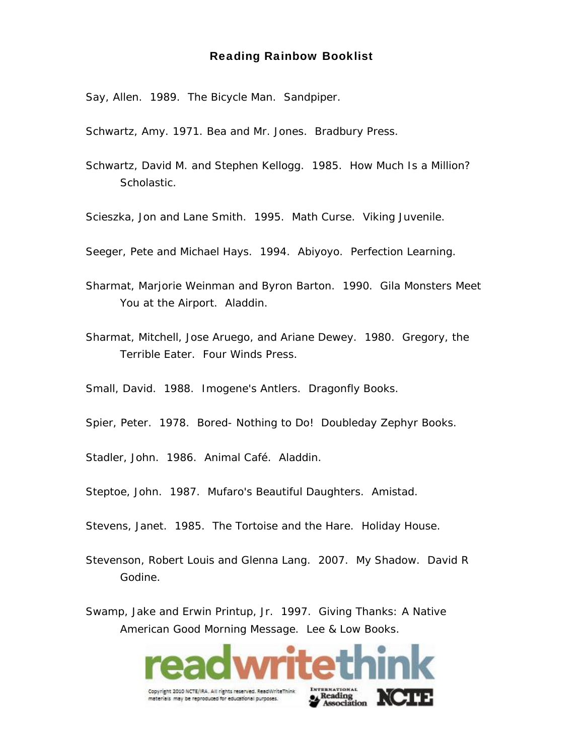**Reading Rainbow Booklist**

Say, Allen. 1989. The Bicycle Man. Sandpiper.

Schwartz, Amy. 1971. Bea and Mr. Jones. Bradbury Press.

Schwartz, David M. and Stephen Kellogg. 1985. How Much Is a Million? Scholastic.

Scieszka, Jon and Lane Smith. 1995. Math Curse. Viking Juvenile.

Seeger, Pete and Michael Hays. 1994. Abiyoyo. Perfection Learning.

Sharmat, Marjorie Weinman and Byron Barton. 1990. Gila Monsters Meet You at the Airport. Aladdin.

Sharmat, Mitchell, Jose Aruego, and Ariane Dewey. 1980. Gregory, the Terrible Eater. Four Winds Press.

Small, David. 1988. Imogene's Antlers. Dragonfly Books.

Spier, Peter. 1978. Bored- Nothing to Do! Doubleday Zephyr Books.

Stadler, John. 1986. Animal Café. Aladdin.

Steptoe, John. 1987. Mufaro's Beautiful Daughters. Amistad.

Stevens, Janet. 1985. The Tortoise and the Hare. Holiday House.

Stevenson, Robert Louis and Glenna Lang. 2007. My Shadow. David R Godine.

Swamp, Jake and Erwin Printup, Jr. 1997. Giving Thanks: A Native American Good Morning Message. Lee & Low Books.

Copyright 2010 NCTE/IRA. All rights reserved. ReadWriteThink materials may be reproduced for educational purposes.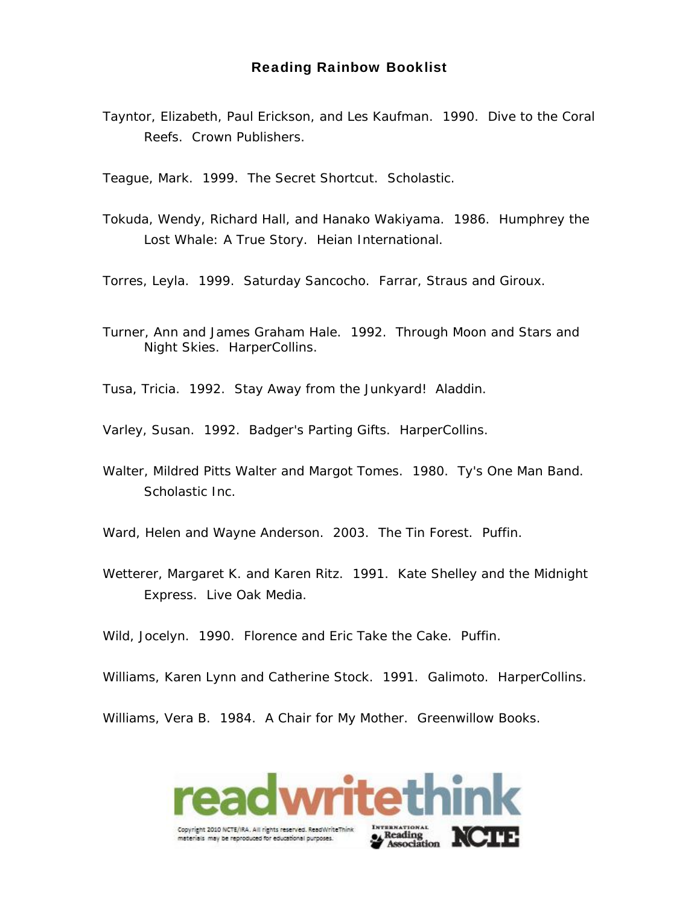**Reading Rainbow Booklist**

Tayntor, Elizabeth, Paul Erickson, and Les Kaufman. 1990. Dive to the Coral Reefs. Crown Publishers.

Teague, Mark. 1999. The Secret Shortcut. Scholastic.

Tokuda, Wendy, Richard Hall, and Hanako Wakiyama. 1986. Humphrey the Lost Whale: A True Story. Heian International.

Torres, Leyla. 1999. Saturday Sancocho. Farrar, Straus and Giroux.

Turner, Ann and James Graham Hale. 1992. Through Moon and Stars and Night Skies. HarperCollins.

Tusa, Tricia. 1992. Stay Away from the Junkyard! Aladdin.

Varley, Susan. 1992. Badger's Parting Gifts. HarperCollins.

Walter, Mildred Pitts Walter and Margot Tomes. 1980. Ty's One Man Band. Scholastic Inc.

Ward, Helen and Wayne Anderson. 2003. The Tin Forest. Puffin.

Wetterer, Margaret K. and Karen Ritz. 1991. Kate Shelley and the Midnight Express. Live Oak Media.

Wild, Jocelyn. 1990. Florence and Eric Take the Cake. Puffin.

Williams, Karen Lynn and Catherine Stock. 1991. Galimoto. HarperCollins.

Williams, Vera B. 1984. A Chair for My Mother. Greenwillow Books.

readwritethink

Copyright 2010 NCTE/IRA. All rights reserved. ReadWriteThink materials may be reproduced for educational purposes.

International Reading Association NCTE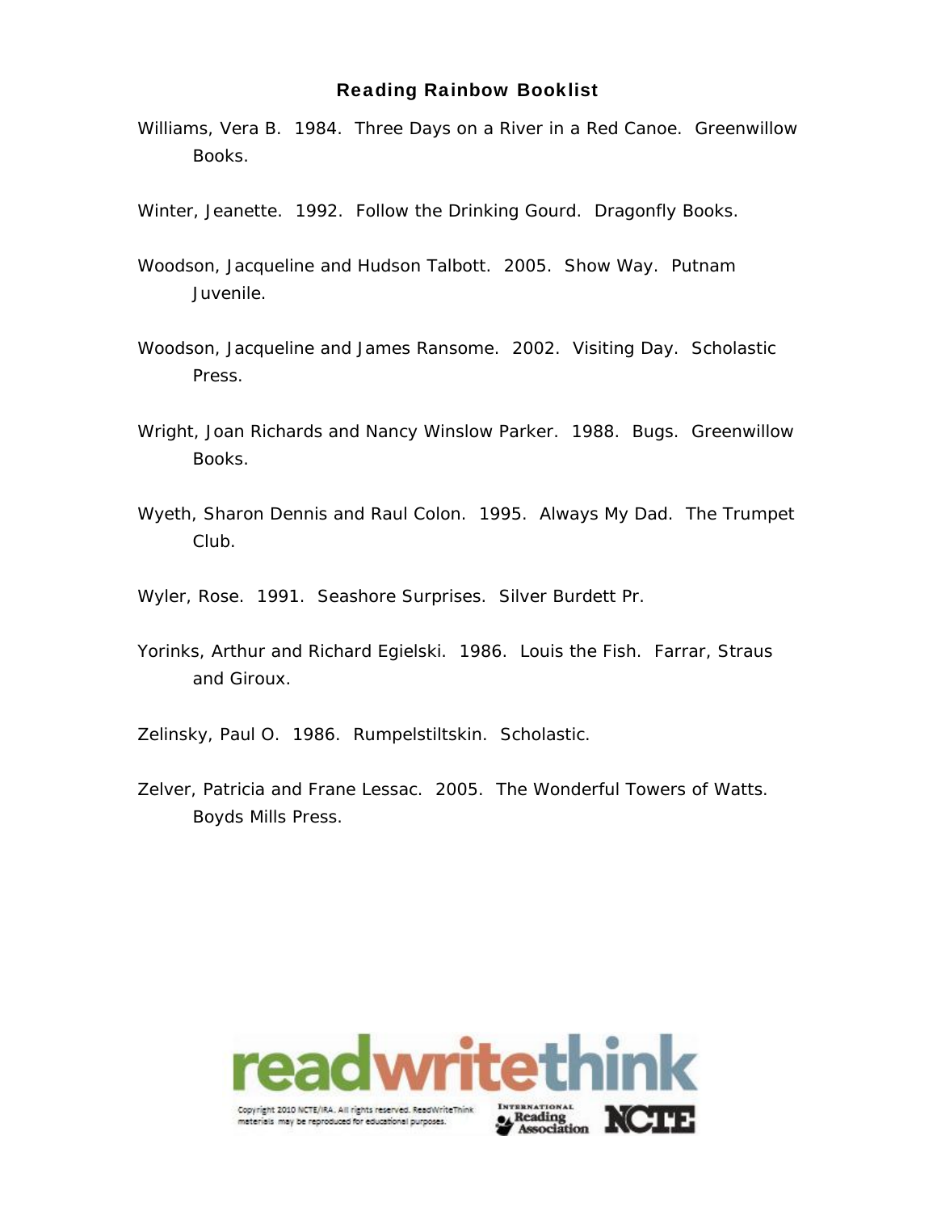## Reading Rainbow Booklist

Williams, Vera B. 1984. Three Days on a River in a Red Canoe. Greenwillow Books.

Winter, Jeanette. 1992. Follow the Drinking Gourd. Dragonfly Books.

Woodson, Jacqueline and Hudson Talbott. 2005. Show Way. Putnam Juvenile.

Woodson, Jacqueline and James Ransome. 2002. Visiting Day. Scholastic Press.

Wright, Joan Richards and Nancy Winslow Parker. 1988. Bugs. Greenwillow Books.

Wyeth, Sharon Dennis and Raul Colon. 1995. Always My Dad. The Trumpet Club.

Wyler, Rose. 1991. Seashore Surprises. Silver Burdett Pr.

Yorinks, Arthur and Richard Egielski. 1986. Louis the Fish. Farrar, Straus and Giroux.

Zelinsky, Paul O. 1986. Rumpelstiltskin. Scholastic.

Zelver, Patricia and Frane Lessac. 2005. The Wonderful Towers of Watts. Boyds Mills Press.

Copyright 2010 NCTE/IRA. All rights reserved. ReadWriteThink materials may be reproduced for educational purposes.